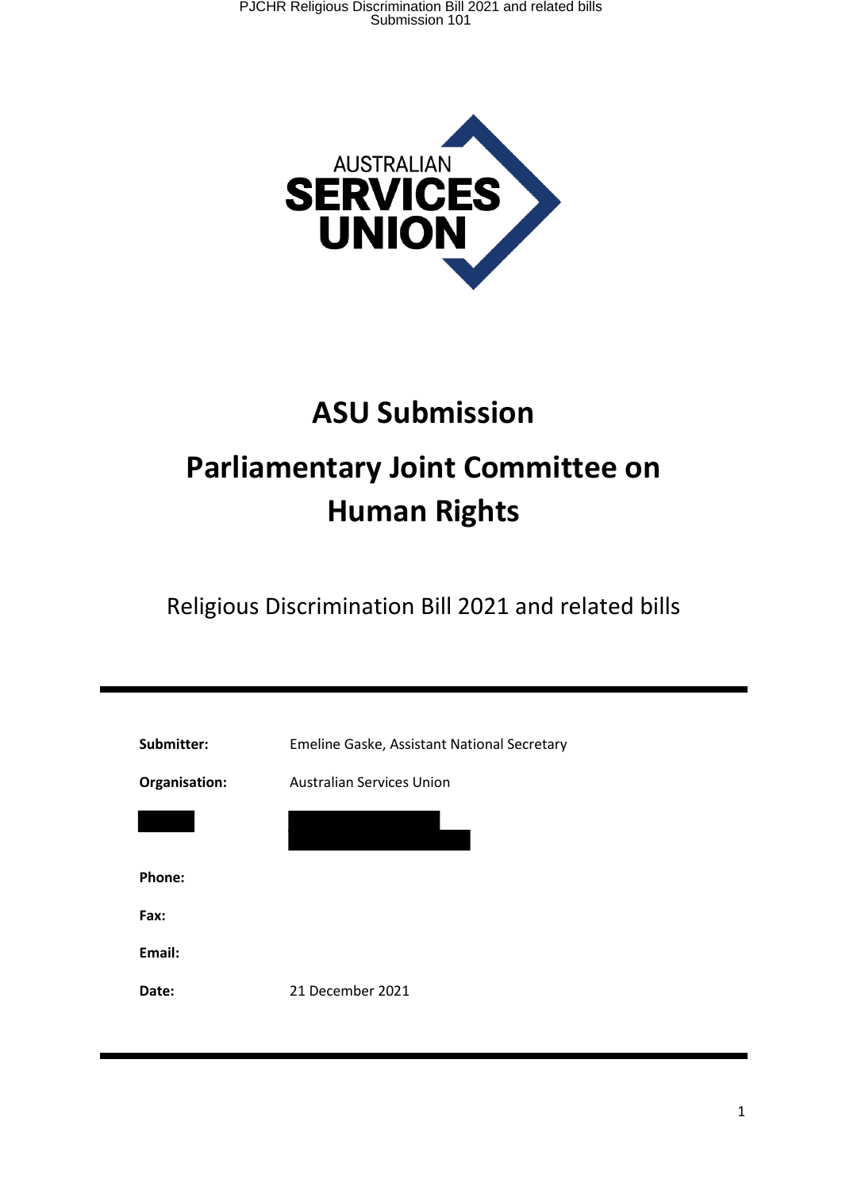AUSTRALIAN SERVICES UNION

# ASU Submission

# Parliamentary Joint Committee on Human Rights

Religious Discrimination Bill 2021 and related bills

---

| | |
|---|---|
| **Submitter:** | Emeline Gaske, Assistant National Secretary |
| **Organisation:** | Australian Services Union |
| | |
| **Phone:** | |
| **Fax:** | |
| **Email:** | |
| **Date:** | 21 December 2021 |

---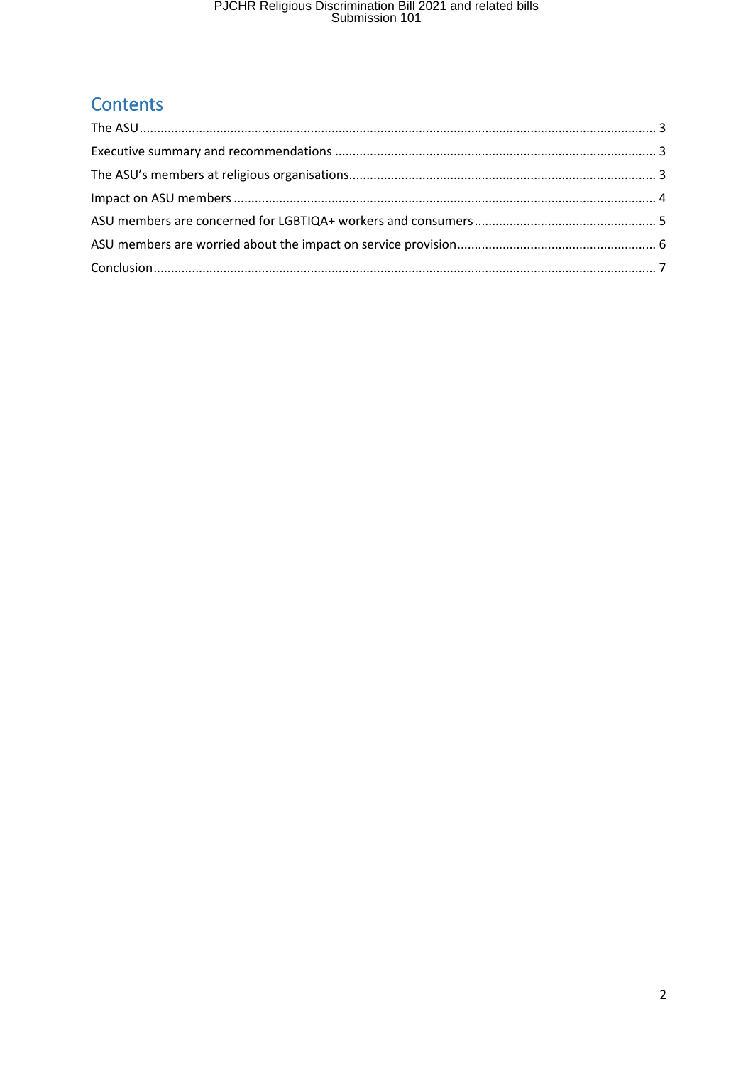## Contents

- The ASU .......... 3
- Executive summary and recommendations .......... 3
- The ASU's members at religious organisations .......... 3
- Impact on ASU members .......... 4
- ASU members are concerned for LGBTIQA+ workers and consumers .......... 5
- ASU members are worried about the impact on service provision .......... 6
- Conclusion .......... 7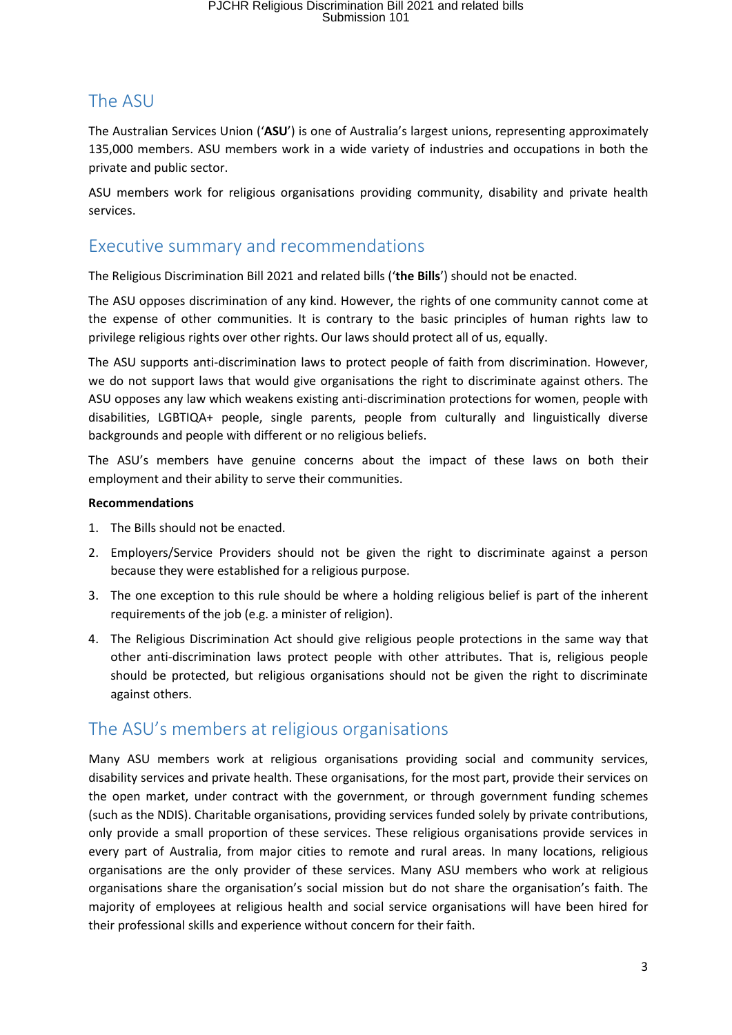## The ASU

The Australian Services Union ('**ASU**') is one of Australia's largest unions, representing approximately 135,000 members. ASU members work in a wide variety of industries and occupations in both the private and public sector.

ASU members work for religious organisations providing community, disability and private health services.

## Executive summary and recommendations

The Religious Discrimination Bill 2021 and related bills ('**the Bills**') should not be enacted.

The ASU opposes discrimination of any kind. However, the rights of one community cannot come at the expense of other communities. It is contrary to the basic principles of human rights law to privilege religious rights over other rights. Our laws should protect all of us, equally.

The ASU supports anti-discrimination laws to protect people of faith from discrimination. However, we do not support laws that would give organisations the right to discriminate against others. The ASU opposes any law which weakens existing anti-discrimination protections for women, people with disabilities, LGBTIQA+ people, single parents, people from culturally and linguistically diverse backgrounds and people with different or no religious beliefs.

The ASU's members have genuine concerns about the impact of these laws on both their employment and their ability to serve their communities.

**Recommendations**

1. The Bills should not be enacted.
2. Employers/Service Providers should not be given the right to discriminate against a person because they were established for a religious purpose.
3. The one exception to this rule should be where a holding religious belief is part of the inherent requirements of the job (e.g. a minister of religion).
4. The Religious Discrimination Act should give religious people protections in the same way that other anti-discrimination laws protect people with other attributes. That is, religious people should be protected, but religious organisations should not be given the right to discriminate against others.

## The ASU's members at religious organisations

Many ASU members work at religious organisations providing social and community services, disability services and private health. These organisations, for the most part, provide their services on the open market, under contract with the government, or through government funding schemes (such as the NDIS). Charitable organisations, providing services funded solely by private contributions, only provide a small proportion of these services. These religious organisations provide services in every part of Australia, from major cities to remote and rural areas. In many locations, religious organisations are the only provider of these services. Many ASU members who work at religious organisations share the organisation's social mission but do not share the organisation's faith. The majority of employees at religious health and social service organisations will have been hired for their professional skills and experience without concern for their faith.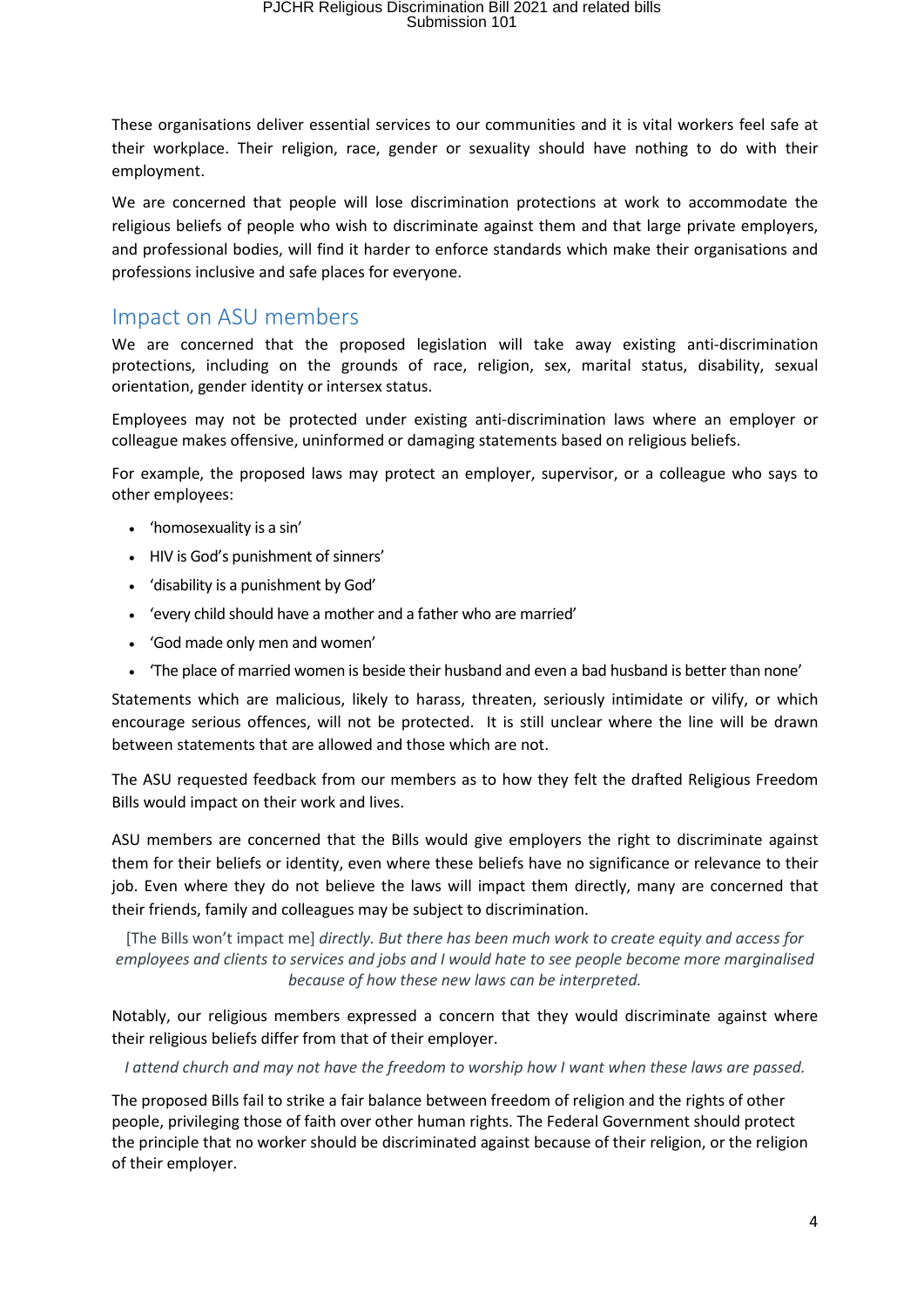These organisations deliver essential services to our communities and it is vital workers feel safe at their workplace. Their religion, race, gender or sexuality should have nothing to do with their employment.

We are concerned that people will lose discrimination protections at work to accommodate the religious beliefs of people who wish to discriminate against them and that large private employers, and professional bodies, will find it harder to enforce standards which make their organisations and professions inclusive and safe places for everyone.

## Impact on ASU members

We are concerned that the proposed legislation will take away existing anti-discrimination protections, including on the grounds of race, religion, sex, marital status, disability, sexual orientation, gender identity or intersex status.

Employees may not be protected under existing anti-discrimination laws where an employer or colleague makes offensive, uninformed or damaging statements based on religious beliefs.

For example, the proposed laws may protect an employer, supervisor, or a colleague who says to other employees:

- 'homosexuality is a sin'
- HIV is God's punishment of sinners'
- 'disability is a punishment by God'
- 'every child should have a mother and a father who are married'
- 'God made only men and women'
- 'The place of married women is beside their husband and even a bad husband is better than none'

Statements which are malicious, likely to harass, threaten, seriously intimidate or vilify, or which encourage serious offences, will not be protected. It is still unclear where the line will be drawn between statements that are allowed and those which are not.

The ASU requested feedback from our members as to how they felt the drafted Religious Freedom Bills would impact on their work and lives.

ASU members are concerned that the Bills would give employers the right to discriminate against them for their beliefs or identity, even where these beliefs have no significance or relevance to their job. Even where they do not believe the laws will impact them directly, many are concerned that their friends, family and colleagues may be subject to discrimination.

> [The Bills won't impact me] *directly. But there has been much work to create equity and access for employees and clients to services and jobs and I would hate to see people become more marginalised because of how these new laws can be interpreted.*

Notably, our religious members expressed a concern that they would discriminate against where their religious beliefs differ from that of their employer.

> *I attend church and may not have the freedom to worship how I want when these laws are passed.*

The proposed Bills fail to strike a fair balance between freedom of religion and the rights of other people, privileging those of faith over other human rights. The Federal Government should protect the principle that no worker should be discriminated against because of their religion, or the religion of their employer.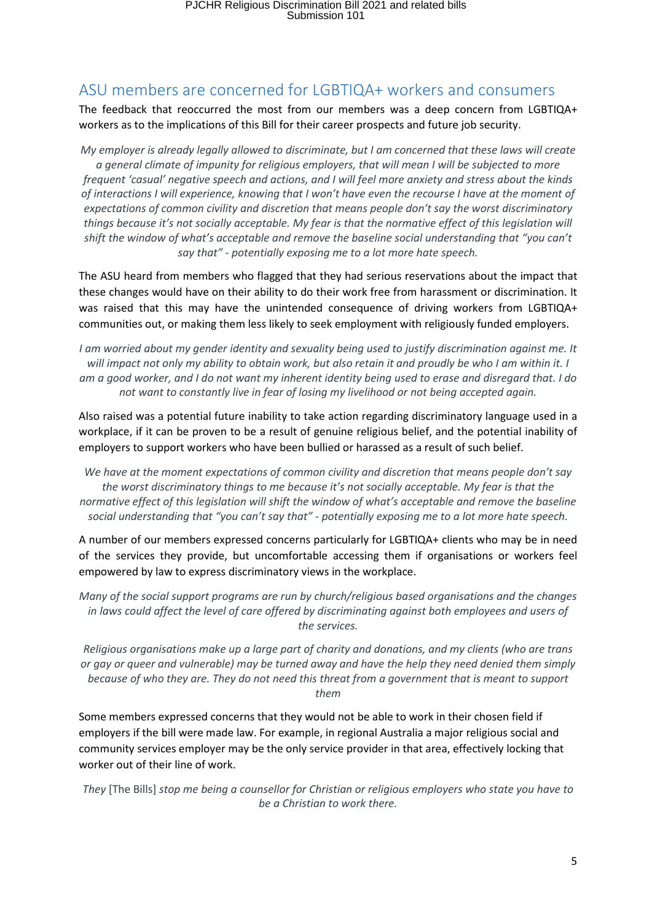## ASU members are concerned for LGBTIQA+ workers and consumers

The feedback that reoccurred the most from our members was a deep concern from LGBTIQA+ workers as to the implications of this Bill for their career prospects and future job security.

*My employer is already legally allowed to discriminate, but I am concerned that these laws will create a general climate of impunity for religious employers, that will mean I will be subjected to more frequent 'casual' negative speech and actions, and I will feel more anxiety and stress about the kinds of interactions I will experience, knowing that I won't have even the recourse I have at the moment of expectations of common civility and discretion that means people don't say the worst discriminatory things because it's not socially acceptable. My fear is that the normative effect of this legislation will shift the window of what's acceptable and remove the baseline social understanding that "you can't say that" - potentially exposing me to a lot more hate speech.*

The ASU heard from members who flagged that they had serious reservations about the impact that these changes would have on their ability to do their work free from harassment or discrimination. It was raised that this may have the unintended consequence of driving workers from LGBTIQA+ communities out, or making them less likely to seek employment with religiously funded employers.

*I am worried about my gender identity and sexuality being used to justify discrimination against me. It will impact not only my ability to obtain work, but also retain it and proudly be who I am within it. I am a good worker, and I do not want my inherent identity being used to erase and disregard that. I do not want to constantly live in fear of losing my livelihood or not being accepted again.*

Also raised was a potential future inability to take action regarding discriminatory language used in a workplace, if it can be proven to be a result of genuine religious belief, and the potential inability of employers to support workers who have been bullied or harassed as a result of such belief.

*We have at the moment expectations of common civility and discretion that means people don't say the worst discriminatory things to me because it's not socially acceptable. My fear is that the normative effect of this legislation will shift the window of what's acceptable and remove the baseline social understanding that "you can't say that" - potentially exposing me to a lot more hate speech.*

A number of our members expressed concerns particularly for LGBTIQA+ clients who may be in need of the services they provide, but uncomfortable accessing them if organisations or workers feel empowered by law to express discriminatory views in the workplace.

*Many of the social support programs are run by church/religious based organisations and the changes in laws could affect the level of care offered by discriminating against both employees and users of the services.*

*Religious organisations make up a large part of charity and donations, and my clients (who are trans or gay or queer and vulnerable) may be turned away and have the help they need denied them simply because of who they are. They do not need this threat from a government that is meant to support them*

Some members expressed concerns that they would not be able to work in their chosen field if employers if the bill were made law. For example, in regional Australia a major religious social and community services employer may be the only service provider in that area, effectively locking that worker out of their line of work.

*They* [The Bills] *stop me being a counsellor for Christian or religious employers who state you have to be a Christian to work there.*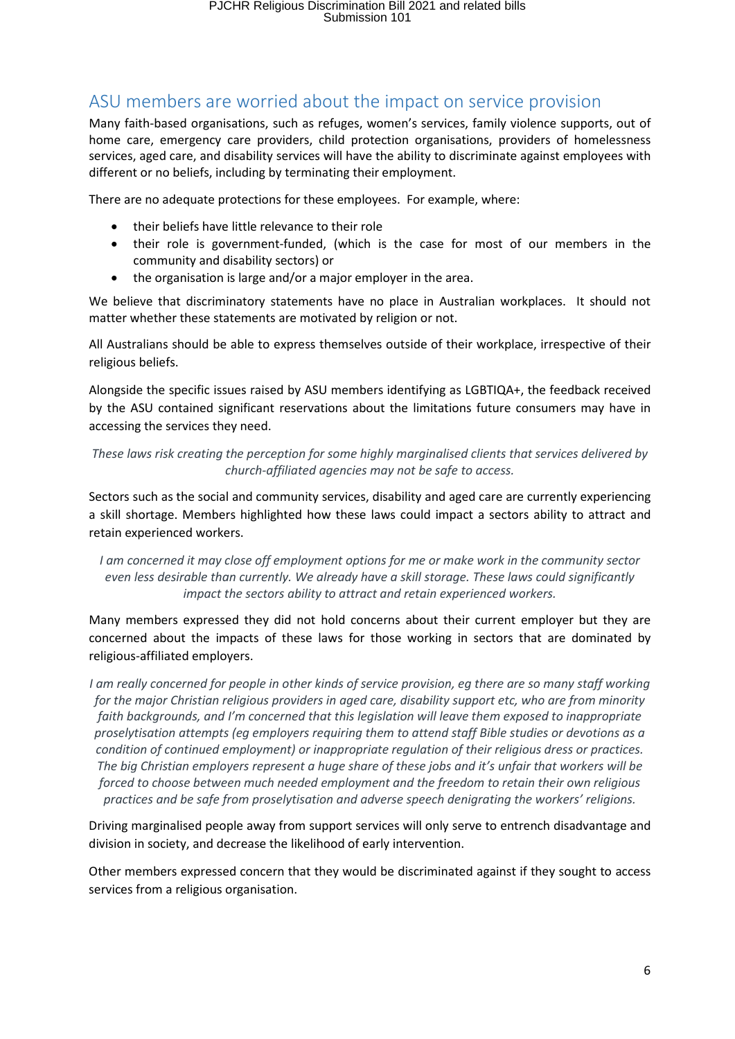## ASU members are worried about the impact on service provision

Many faith-based organisations, such as refuges, women's services, family violence supports, out of home care, emergency care providers, child protection organisations, providers of homelessness services, aged care, and disability services will have the ability to discriminate against employees with different or no beliefs, including by terminating their employment.

There are no adequate protections for these employees. For example, where:

- their beliefs have little relevance to their role
- their role is government-funded, (which is the case for most of our members in the community and disability sectors) or
- the organisation is large and/or a major employer in the area.

We believe that discriminatory statements have no place in Australian workplaces. It should not matter whether these statements are motivated by religion or not.

All Australians should be able to express themselves outside of their workplace, irrespective of their religious beliefs.

Alongside the specific issues raised by ASU members identifying as LGBTIQA+, the feedback received by the ASU contained significant reservations about the limitations future consumers may have in accessing the services they need.

*These laws risk creating the perception for some highly marginalised clients that services delivered by church-affiliated agencies may not be safe to access.*

Sectors such as the social and community services, disability and aged care are currently experiencing a skill shortage. Members highlighted how these laws could impact a sectors ability to attract and retain experienced workers.

*I am concerned it may close off employment options for me or make work in the community sector even less desirable than currently. We already have a skill storage. These laws could significantly impact the sectors ability to attract and retain experienced workers.*

Many members expressed they did not hold concerns about their current employer but they are concerned about the impacts of these laws for those working in sectors that are dominated by religious-affiliated employers.

*I am really concerned for people in other kinds of service provision, eg there are so many staff working for the major Christian religious providers in aged care, disability support etc, who are from minority faith backgrounds, and I'm concerned that this legislation will leave them exposed to inappropriate proselytisation attempts (eg employers requiring them to attend staff Bible studies or devotions as a condition of continued employment) or inappropriate regulation of their religious dress or practices. The big Christian employers represent a huge share of these jobs and it's unfair that workers will be forced to choose between much needed employment and the freedom to retain their own religious practices and be safe from proselytisation and adverse speech denigrating the workers' religions.*

Driving marginalised people away from support services will only serve to entrench disadvantage and division in society, and decrease the likelihood of early intervention.

Other members expressed concern that they would be discriminated against if they sought to access services from a religious organisation.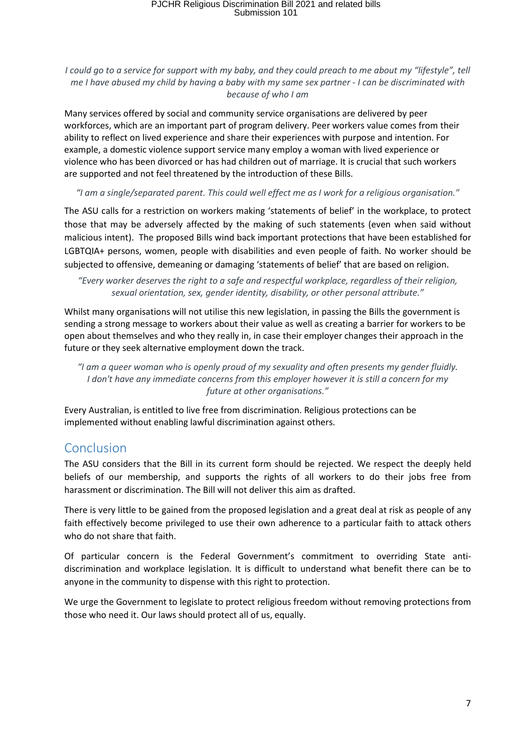*I could go to a service for support with my baby, and they could preach to me about my "lifestyle", tell me I have abused my child by having a baby with my same sex partner - I can be discriminated with because of who I am*

Many services offered by social and community service organisations are delivered by peer workforces, which are an important part of program delivery. Peer workers value comes from their ability to reflect on lived experience and share their experiences with purpose and intention. For example, a domestic violence support service many employ a woman with lived experience or violence who has been divorced or has had children out of marriage. It is crucial that such workers are supported and not feel threatened by the introduction of these Bills.

*"I am a single/separated parent. This could well effect me as I work for a religious organisation."*

The ASU calls for a restriction on workers making 'statements of belief' in the workplace, to protect those that may be adversely affected by the making of such statements (even when said without malicious intent). The proposed Bills wind back important protections that have been established for LGBTQIA+ persons, women, people with disabilities and even people of faith. No worker should be subjected to offensive, demeaning or damaging 'statements of belief' that are based on religion.

*"Every worker deserves the right to a safe and respectful workplace, regardless of their religion, sexual orientation, sex, gender identity, disability, or other personal attribute."*

Whilst many organisations will not utilise this new legislation, in passing the Bills the government is sending a strong message to workers about their value as well as creating a barrier for workers to be open about themselves and who they really in, in case their employer changes their approach in the future or they seek alternative employment down the track.

*"I am a queer woman who is openly proud of my sexuality and often presents my gender fluidly. I don't have any immediate concerns from this employer however it is still a concern for my future at other organisations."*

Every Australian, is entitled to live free from discrimination. Religious protections can be implemented without enabling lawful discrimination against others.

## Conclusion

The ASU considers that the Bill in its current form should be rejected. We respect the deeply held beliefs of our membership, and supports the rights of all workers to do their jobs free from harassment or discrimination. The Bill will not deliver this aim as drafted.

There is very little to be gained from the proposed legislation and a great deal at risk as people of any faith effectively become privileged to use their own adherence to a particular faith to attack others who do not share that faith.

Of particular concern is the Federal Government's commitment to overriding State anti-discrimination and workplace legislation. It is difficult to understand what benefit there can be to anyone in the community to dispense with this right to protection.

We urge the Government to legislate to protect religious freedom without removing protections from those who need it. Our laws should protect all of us, equally.